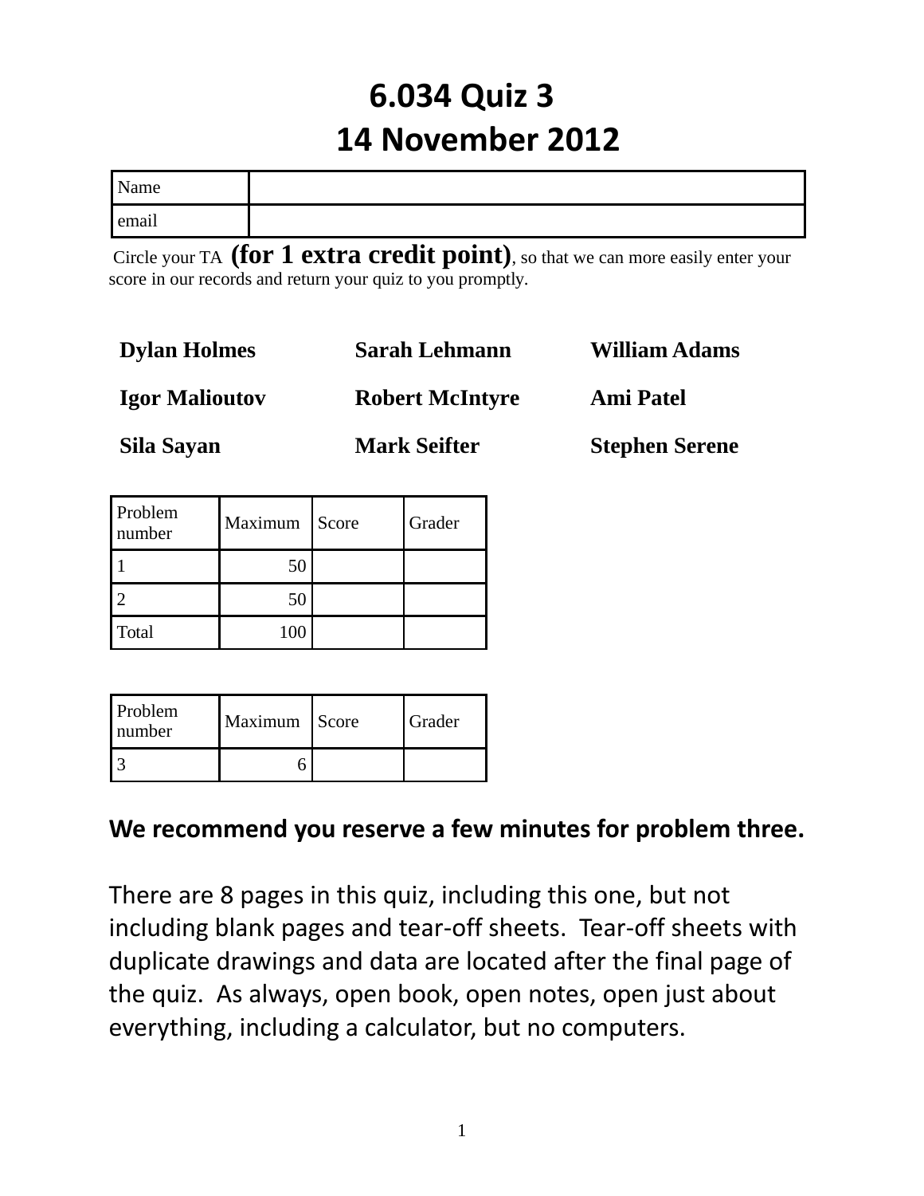# 6.034 Quiz 3
# 14 November 2012

| Name | |
|---|---|
| email | |

Circle your TA **(for 1 extra credit point)**, so that we can more easily enter your score in our records and return your quiz to you promptly.

| | | |
|---|---|---|
| **Dylan Holmes** | **Sarah Lehmann** | **William Adams** |
| **Igor Malioutov** | **Robert McIntyre** | **Ami Patel** |
| **Sila Sayan** | **Mark Seifter** | **Stephen Serene** |

| Problem number | Maximum | Score | Grader |
|---|---|---|---|
| 1 | 50 | | |
| 2 | 50 | | |
| Total | 100 | | |

| Problem number | Maximum | Score | Grader |
|---|---|---|---|
| 3 | 6 | | |

**We recommend you reserve a few minutes for problem three.**

There are 8 pages in this quiz, including this one, but not including blank pages and tear-off sheets. Tear-off sheets with duplicate drawings and data are located after the final page of the quiz. As always, open book, open notes, open just about everything, including a calculator, but no computers.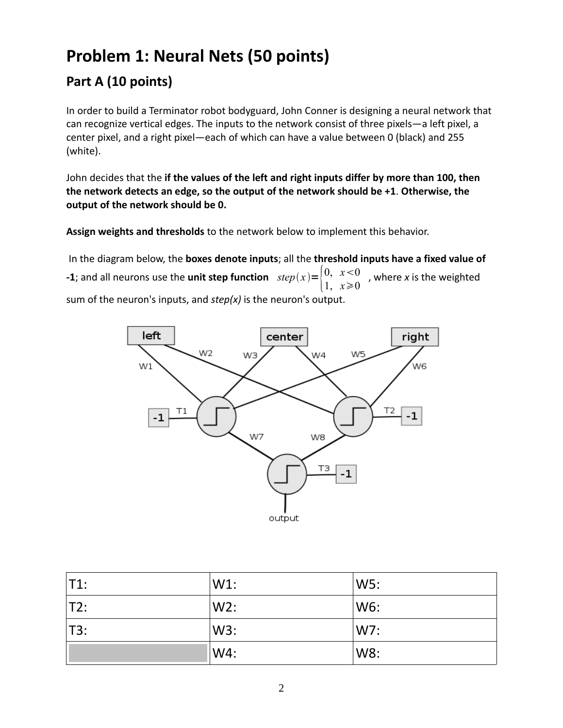# Problem 1: Neural Nets (50 points)

## Part A (10 points)

In order to build a Terminator robot bodyguard, John Conner is designing a neural network that can recognize vertical edges. The inputs to the network consist of three pixels—a left pixel, a center pixel, and a right pixel—each of which can have a value between 0 (black) and 255 (white).

John decides that the **if the values of the left and right inputs differ by more than 100, then the network detects an edge, so the output of the network should be +1**. **Otherwise, the output of the network should be 0.**

**Assign weights and thresholds** to the network below to implement this behavior.

In the diagram below, the **boxes denote inputs**; all the **threshold inputs have a fixed value of -1**; and all neurons use the **unit step function** $step(x) = \begin{cases} 0, & x < 0 \\ 1, & x \geq 0 \end{cases}$ , where *x* is the weighted sum of the neuron's inputs, and *step(x)* is the neuron's output.

| T1: | W1: | W5: |
|---|---|---|
| T2: | W2: | W6: |
| T3: | W3: | W7: |
| | W4: | W8: |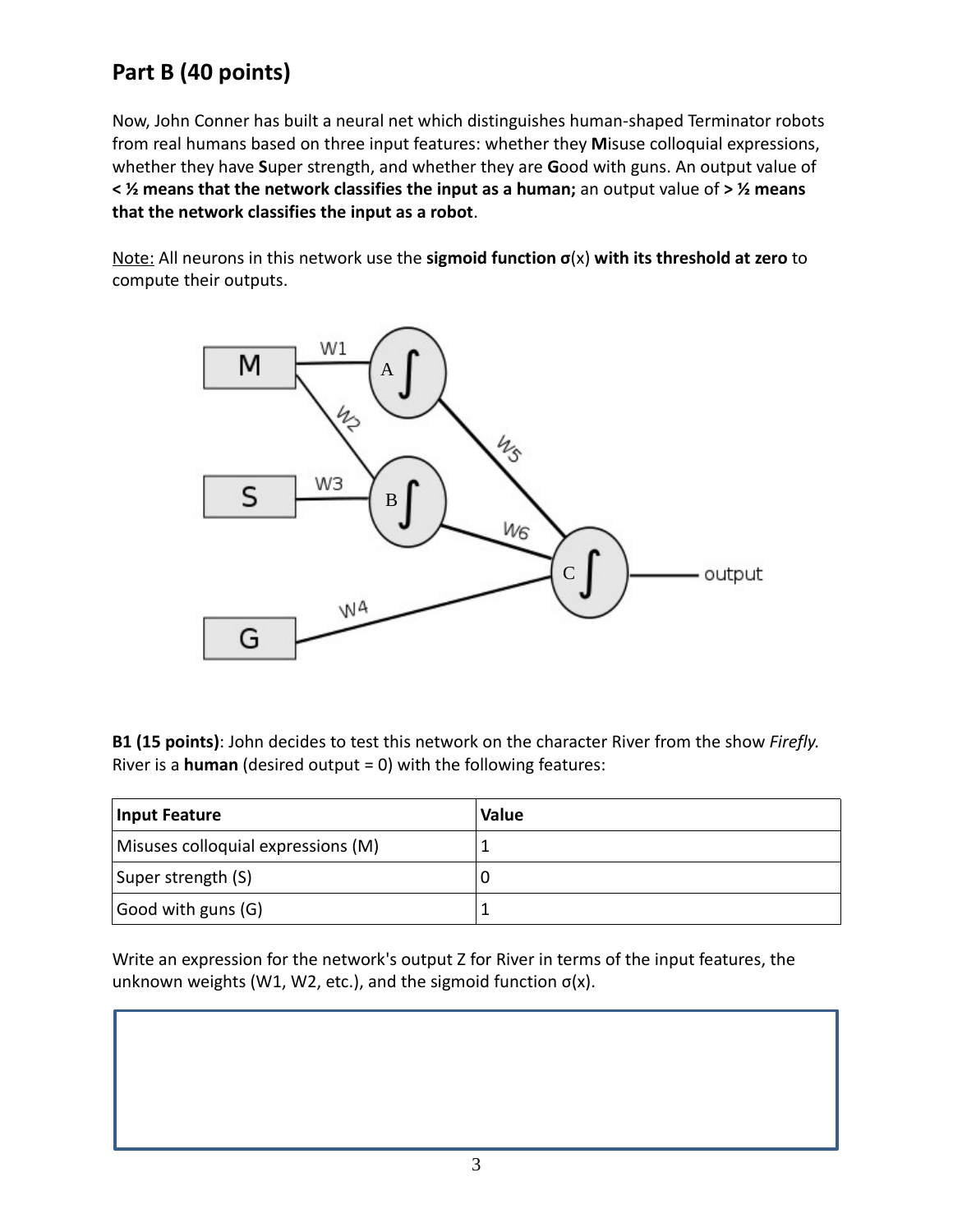## Part B (40 points)

Now, John Conner has built a neural net which distinguishes human-shaped Terminator robots from real humans based on three input features: whether they **M**isuse colloquial expressions, whether they have **S**uper strength, and whether they are **G**ood with guns. An output value of **< ½ means that the network classifies the input as a human;** an output value of **> ½ means that the network classifies the input as a robot**.

Note: All neurons in this network use the **sigmoid function σ**(x) **with its threshold at zero** to compute their outputs.

**B1 (15 points)**: John decides to test this network on the character River from the show *Firefly.* River is a **human** (desired output = 0) with the following features:

| Input Feature | Value |
|---|---|
| Misuses colloquial expressions (M) | 1 |
| Super strength (S) | 0 |
| Good with guns (G) | 1 |

Write an expression for the network's output Z for River in terms of the input features, the unknown weights (W1, W2, etc.), and the sigmoid function σ(x).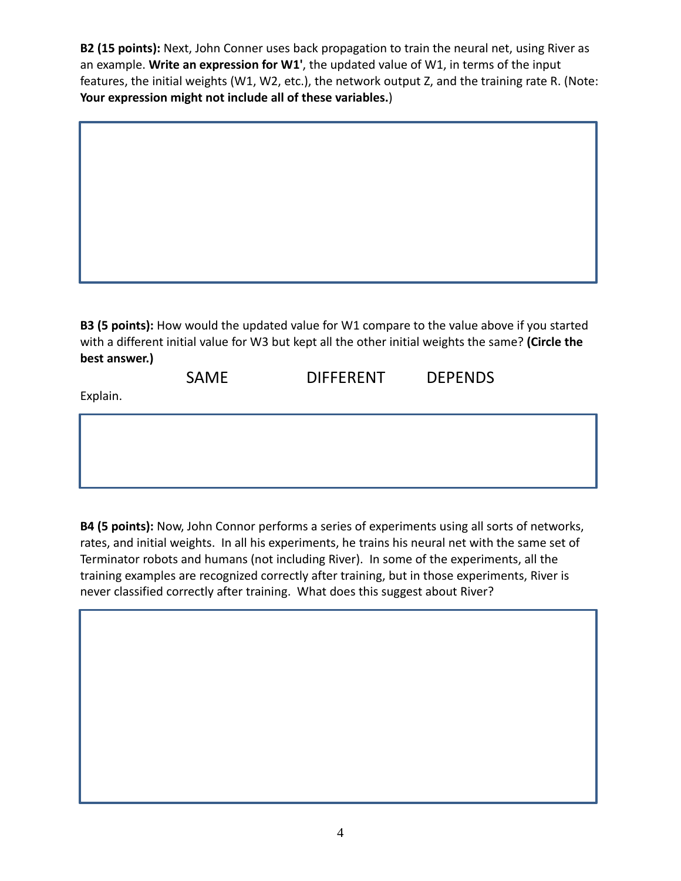**B2 (15 points):** Next, John Conner uses back propagation to train the neural net, using River as an example. **Write an expression for W1'**, the updated value of W1, in terms of the input features, the initial weights (W1, W2, etc.), the network output Z, and the training rate R. (Note: **Your expression might not include all of these variables.**)

**B3 (5 points):** How would the updated value for W1 compare to the value above if you started with a different initial value for W3 but kept all the other initial weights the same? **(Circle the best answer.)**

SAME DIFFERENT DEPENDS

Explain.

**B4 (5 points):** Now, John Connor performs a series of experiments using all sorts of networks, rates, and initial weights. In all his experiments, he trains his neural net with the same set of Terminator robots and humans (not including River). In some of the experiments, all the training examples are recognized correctly after training, but in those experiments, River is never classified correctly after training. What does this suggest about River?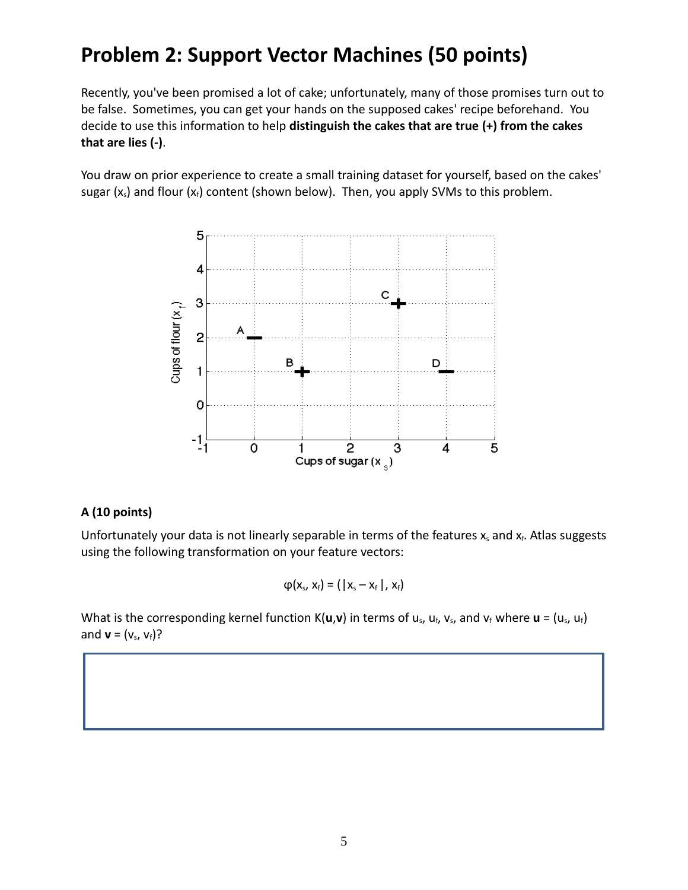# Problem 2: Support Vector Machines (50 points)

Recently, you've been promised a lot of cake; unfortunately, many of those promises turn out to be false. Sometimes, you can get your hands on the supposed cakes' recipe beforehand. You decide to use this information to help **distinguish the cakes that are true (+) from the cakes that are lies (-)**.

You draw on prior experience to create a small training dataset for yourself, based on the cakes' sugar ($x_s$) and flour ($x_f$) content (shown below). Then, you apply SVMs to this problem.

### A (10 points)

Unfortunately your data is not linearly separable in terms of the features $x_s$ and $x_f$. Atlas suggests using the following transformation on your feature vectors:

$$\varphi(x_s, x_f) = (|x_s - x_f|, x_f)$$

What is the corresponding kernel function $K(\mathbf{u},\mathbf{v})$ in terms of $u_s$, $u_f$, $v_s$, and $v_f$ where $\mathbf{u} = (u_s, u_f)$ and $\mathbf{v} = (v_s, v_f)$?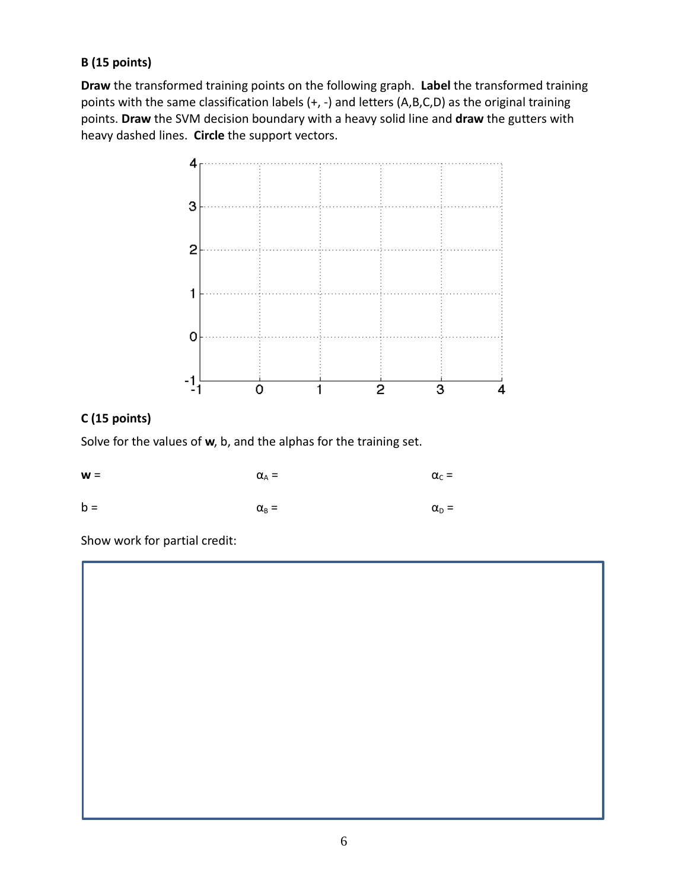**B (15 points)**

**Draw** the transformed training points on the following graph. **Label** the transformed training points with the same classification labels (+, -) and letters (A,B,C,D) as the original training points. **Draw** the SVM decision boundary with a heavy solid line and **draw** the gutters with heavy dashed lines. **Circle** the support vectors.

**C (15 points)**

Solve for the values of **w**, b, and the alphas for the training set.

**w** =

$\alpha_A$ =

$\alpha_C$ =

b =

$\alpha_B$ =

$\alpha_D$ =

Show work for partial credit: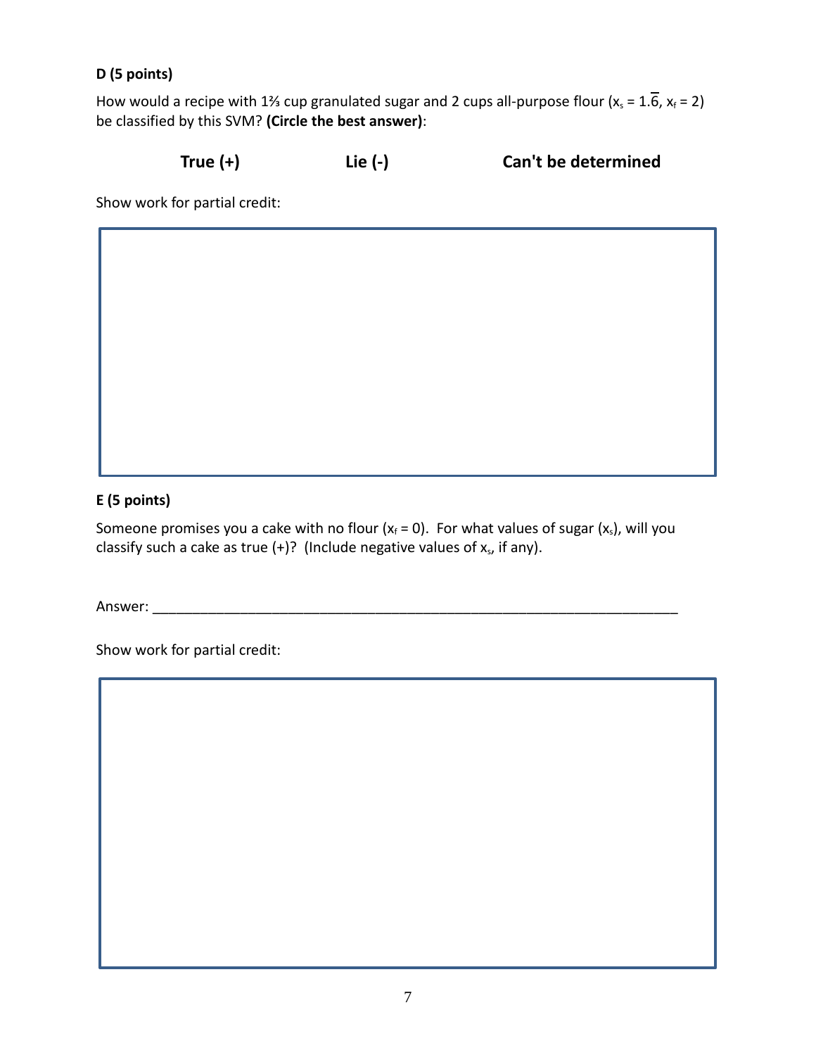**D (5 points)**

How would a recipe with 1⅔ cup granulated sugar and 2 cups all-purpose flour ($x_s = 1.\overline{6}$, $x_f = 2$) be classified by this SVM? **(Circle the best answer)**:

**True (+)** **Lie (-)** **Can't be determined**

Show work for partial credit:

**E (5 points)**

Someone promises you a cake with no flour ($x_f = 0$). For what values of sugar ($x_s$), will you classify such a cake as true (+)? (Include negative values of $x_s$, if any).

Answer: ____________________________________________________________

Show work for partial credit: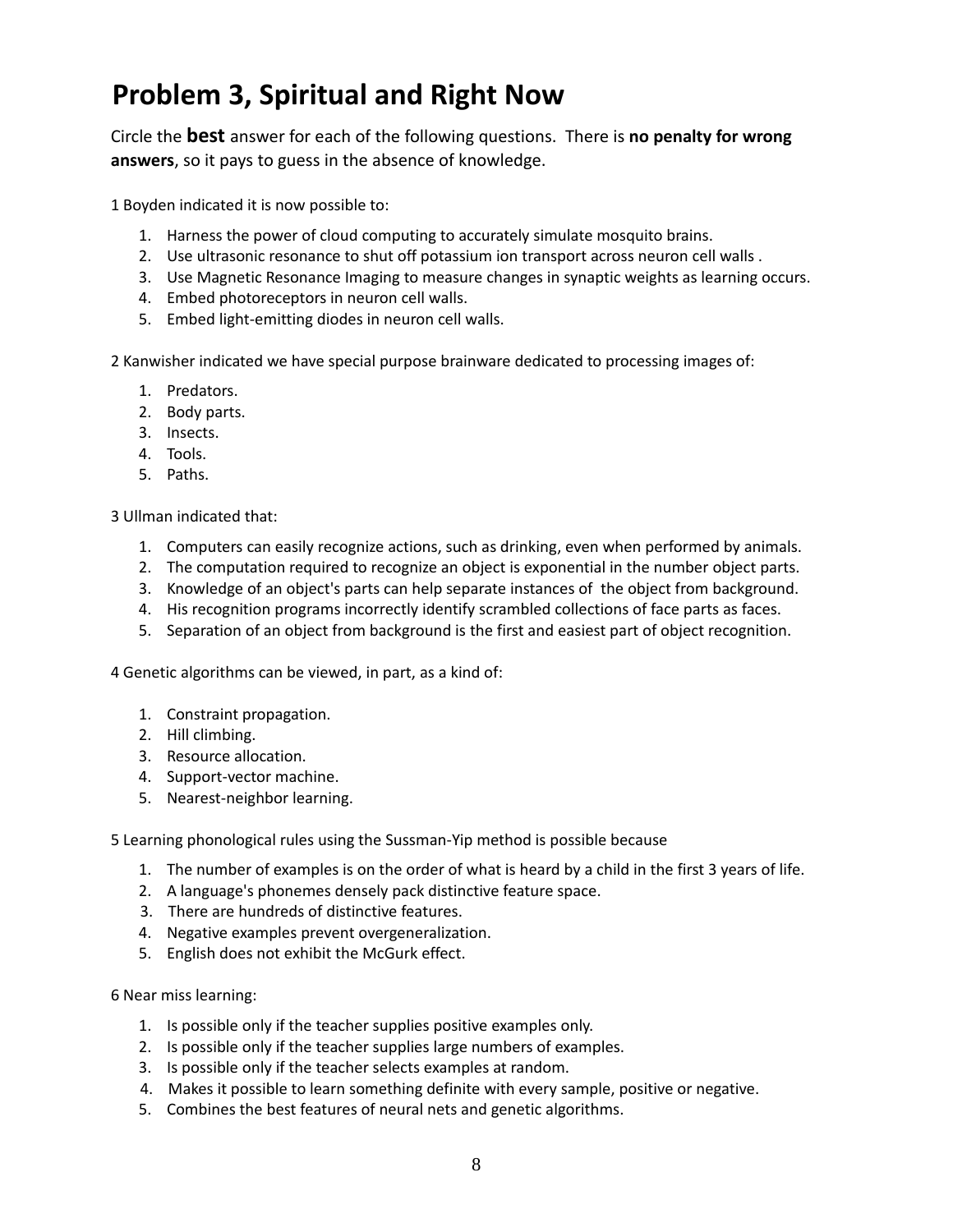# Problem 3, Spiritual and Right Now

Circle the **best** answer for each of the following questions. There is **no penalty for wrong answers**, so it pays to guess in the absence of knowledge.

1 Boyden indicated it is now possible to:

1. Harness the power of cloud computing to accurately simulate mosquito brains.
2. Use ultrasonic resonance to shut off potassium ion transport across neuron cell walls .
3. Use Magnetic Resonance Imaging to measure changes in synaptic weights as learning occurs.
4. Embed photoreceptors in neuron cell walls.
5. Embed light-emitting diodes in neuron cell walls.

2 Kanwisher indicated we have special purpose brainware dedicated to processing images of:

1. Predators.
2. Body parts.
3. Insects.
4. Tools.
5. Paths.

3 Ullman indicated that:

1. Computers can easily recognize actions, such as drinking, even when performed by animals.
2. The computation required to recognize an object is exponential in the number object parts.
3. Knowledge of an object's parts can help separate instances of the object from background.
4. His recognition programs incorrectly identify scrambled collections of face parts as faces.
5. Separation of an object from background is the first and easiest part of object recognition.

4 Genetic algorithms can be viewed, in part, as a kind of:

1. Constraint propagation.
2. Hill climbing.
3. Resource allocation.
4. Support-vector machine.
5. Nearest-neighbor learning.

5 Learning phonological rules using the Sussman-Yip method is possible because

1. The number of examples is on the order of what is heard by a child in the first 3 years of life.
2. A language's phonemes densely pack distinctive feature space.
3. There are hundreds of distinctive features.
4. Negative examples prevent overgeneralization.
5. English does not exhibit the McGurk effect.

6 Near miss learning:

1. Is possible only if the teacher supplies positive examples only.
2. Is possible only if the teacher supplies large numbers of examples.
3. Is possible only if the teacher selects examples at random.
4. Makes it possible to learn something definite with every sample, positive or negative.
5. Combines the best features of neural nets and genetic algorithms.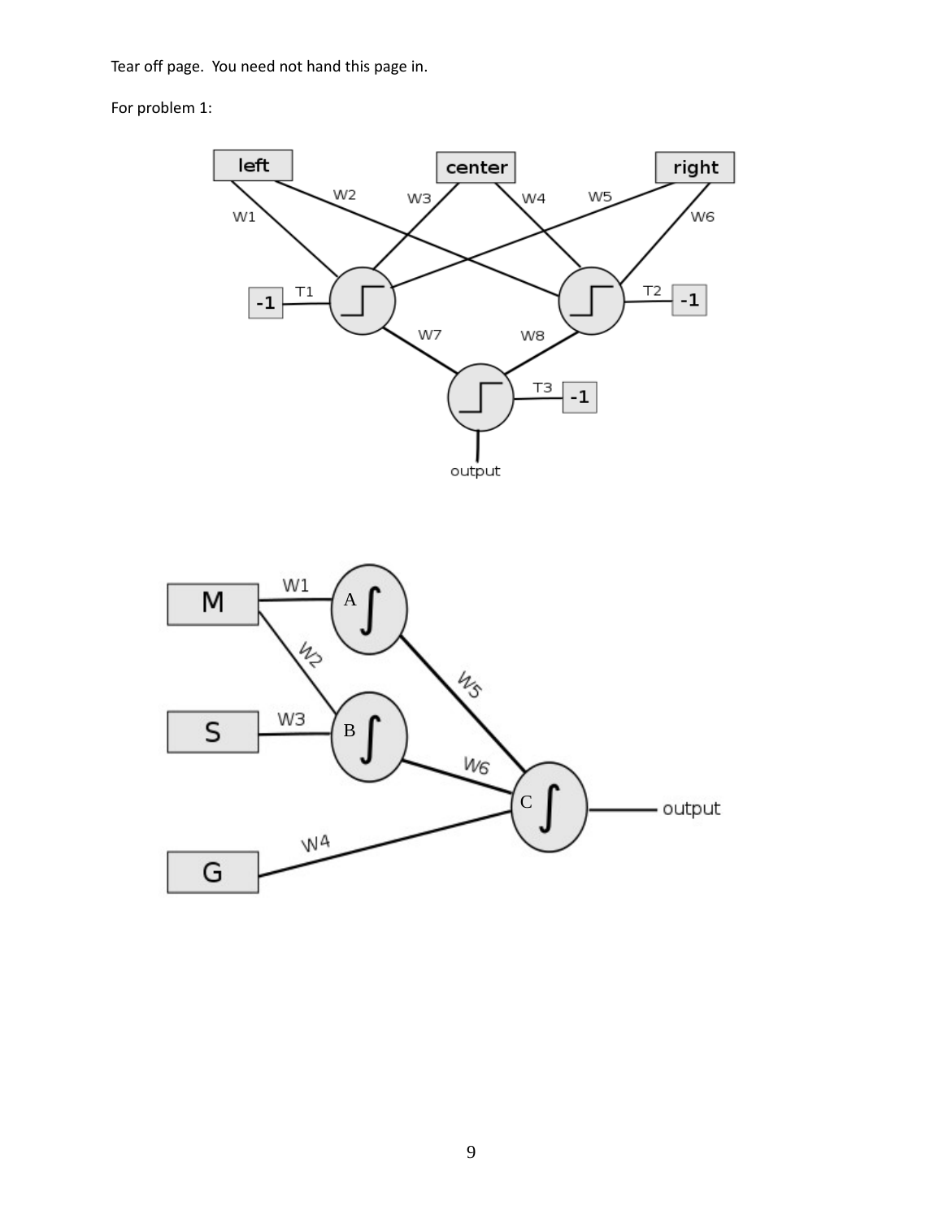Tear off page. You need not hand this page in.

For problem 1: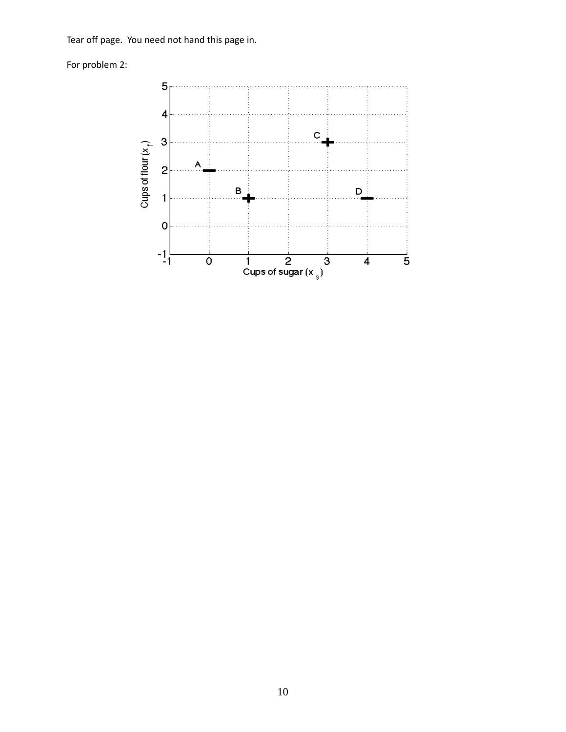Tear off page. You need not hand this page in.

For problem 2:

Cups of flour ($x_f$)

Cups of sugar ($x_s$)

5
4
3
2
1
0
-1

-1 0 1 2 3 4 5

A
B
C
D